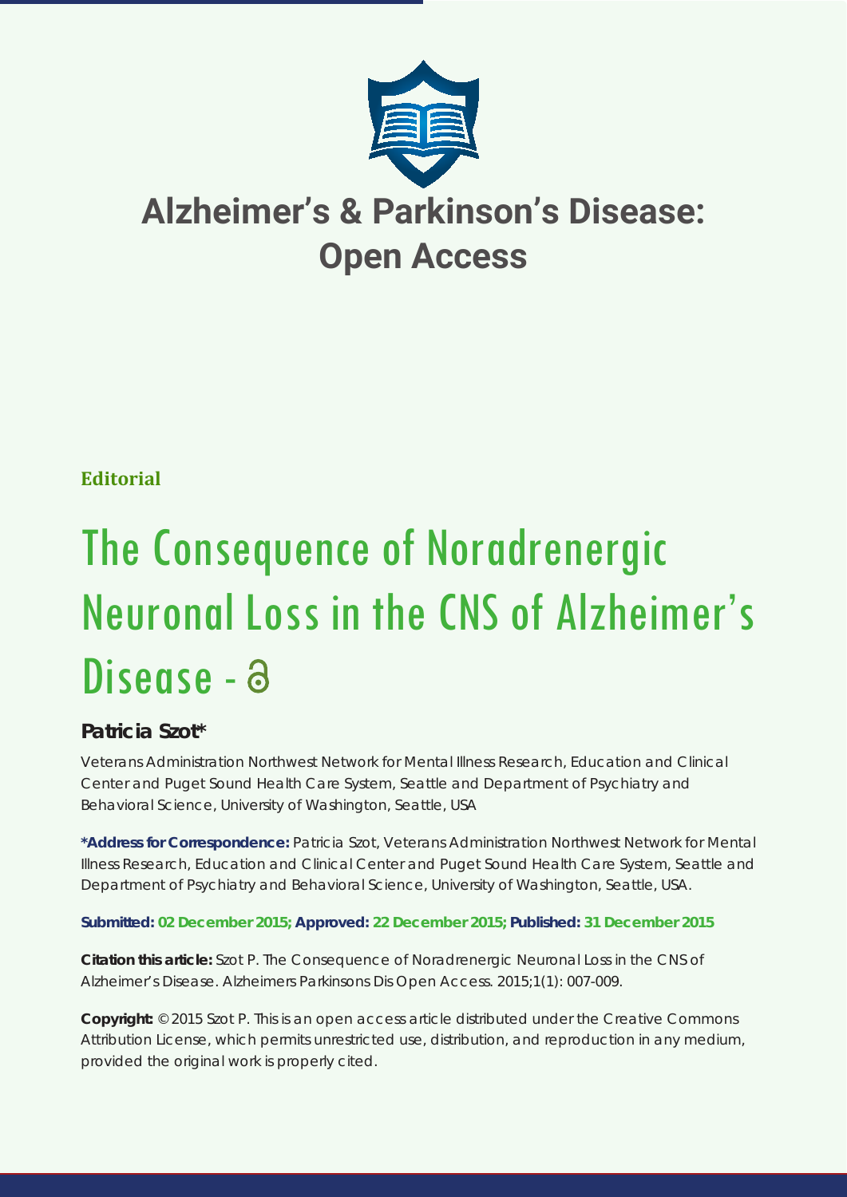# Alzheimer's & Parkinson's Disease: Open Access

**Editorial**

# The Consequence of Noradrenergic Neuronal Loss in the CNS of Alzheimer's Disease

**Patricia Szot***

Veterans Administration Northwest Network for Mental Illness Research, Education and Clinical Center and Puget Sound Health Care System, Seattle and Department of Psychiatry and Behavioral Science, University of Washington, Seattle, USA

**\*Address for Correspondence:** Patricia Szot, Veterans Administration Northwest Network for Mental Illness Research, Education and Clinical Center and Puget Sound Health Care System, Seattle and Department of Psychiatry and Behavioral Science, University of Washington, Seattle, USA.

**Submitted: 02 December 2015; Approved: 22 December 2015; Published: 31 December 2015**

**Citation this article:** Szot P. The Consequence of Noradrenergic Neuronal Loss in the CNS of Alzheimer's Disease. Alzheimers Parkinsons Dis Open Access. 2015;1(1): 007-009.

**Copyright:** © 2015 Szot P. This is an open access article distributed under the Creative Commons Attribution License, which permits unrestricted use, distribution, and reproduction in any medium, provided the original work is properly cited.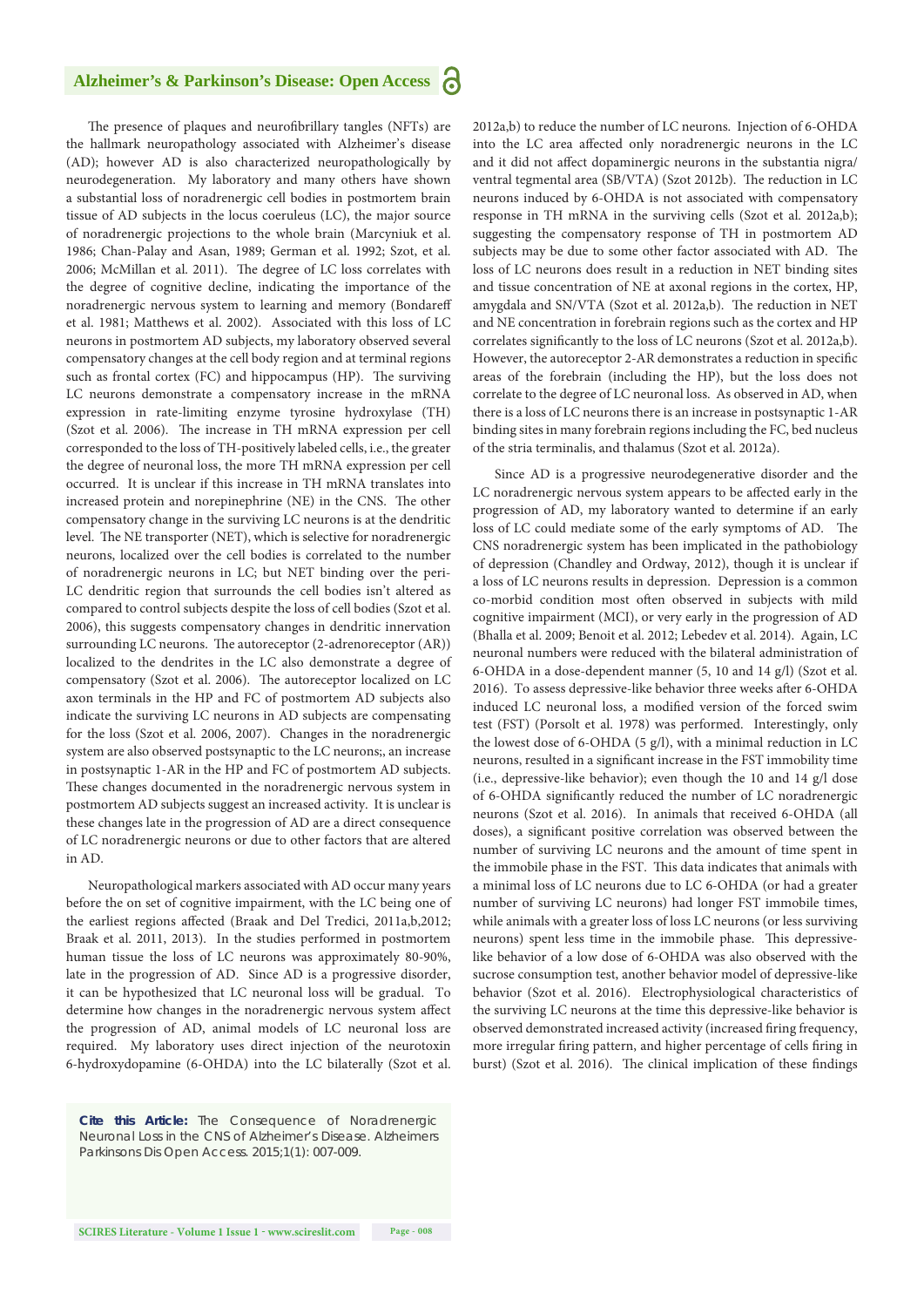The presence of plaques and neurofibrillary tangles (NFTs) are the hallmark neuropathology associated with Alzheimer's disease (AD); however AD is also characterized neuropathologically by neurodegeneration. My laboratory and many others have shown a substantial loss of noradrenergic cell bodies in postmortem brain tissue of AD subjects in the locus coeruleus (LC), the major source of noradrenergic projections to the whole brain (Marcyniuk et al. 1986; Chan-Palay and Asan, 1989; German et al. 1992; Szot, et al. 2006; McMillan et al. 2011). The degree of LC loss correlates with the degree of cognitive decline, indicating the importance of the noradrenergic nervous system to learning and memory (Bondareff et al. 1981; Matthews et al. 2002). Associated with this loss of LC neurons in postmortem AD subjects, my laboratory observed several compensatory changes at the cell body region and at terminal regions such as frontal cortex (FC) and hippocampus (HP). The surviving LC neurons demonstrate a compensatory increase in the mRNA expression in rate-limiting enzyme tyrosine hydroxylase (TH) (Szot et al. 2006). The increase in TH mRNA expression per cell corresponded to the loss of TH-positively labeled cells, i.e., the greater the degree of neuronal loss, the more TH mRNA expression per cell occurred. It is unclear if this increase in TH mRNA translates into increased protein and norepinephrine (NE) in the CNS. The other compensatory change in the surviving LC neurons is at the dendritic level. The NE transporter (NET), which is selective for noradrenergic neurons, localized over the cell bodies is correlated to the number of noradrenergic neurons in LC; but NET binding over the peri-LC dendritic region that surrounds the cell bodies isn't altered as compared to control subjects despite the loss of cell bodies (Szot et al. 2006), this suggests compensatory changes in dendritic innervation surrounding LC neurons. The autoreceptor (2-adrenoreceptor (AR)) localized to the dendrites in the LC also demonstrate a degree of compensatory (Szot et al. 2006). The autoreceptor localized on LC axon terminals in the HP and FC of postmortem AD subjects also indicate the surviving LC neurons in AD subjects are compensating for the loss (Szot et al. 2006, 2007). Changes in the noradrenergic system are also observed postsynaptic to the LC neurons;, an increase in postsynaptic 1-AR in the HP and FC of postmortem AD subjects. These changes documented in the noradrenergic nervous system in postmortem AD subjects suggest an increased activity. It is unclear is these changes late in the progression of AD are a direct consequence of LC noradrenergic neurons or due to other factors that are altered in AD.

Neuropathological markers associated with AD occur many years before the on set of cognitive impairment, with the LC being one of the earliest regions affected (Braak and Del Tredici, 2011a,b,2012; Braak et al. 2011, 2013). In the studies performed in postmortem human tissue the loss of LC neurons was approximately 80-90%, late in the progression of AD. Since AD is a progressive disorder, it can be hypothesized that LC neuronal loss will be gradual. To determine how changes in the noradrenergic nervous system affect the progression of AD, animal models of LC neuronal loss are required. My laboratory uses direct injection of the neurotoxin 6-hydroxydopamine (6-OHDA) into the LC bilaterally (Szot et al. 2012a,b) to reduce the number of LC neurons. Injection of 6-OHDA into the LC area affected only noradrenergic neurons in the LC and it did not affect dopaminergic neurons in the substantia nigra/ ventral tegmental area (SB/VTA) (Szot 2012b). The reduction in LC neurons induced by 6-OHDA is not associated with compensatory response in TH mRNA in the surviving cells (Szot et al. 2012a,b); suggesting the compensatory response of TH in postmortem AD subjects may be due to some other factor associated with AD. The loss of LC neurons does result in a reduction in NET binding sites and tissue concentration of NE at axonal regions in the cortex, HP, amygdala and SN/VTA (Szot et al. 2012a,b). The reduction in NET and NE concentration in forebrain regions such as the cortex and HP correlates significantly to the loss of LC neurons (Szot et al. 2012a,b). However, the autoreceptor 2-AR demonstrates a reduction in specific areas of the forebrain (including the HP), but the loss does not correlate to the degree of LC neuronal loss. As observed in AD, when there is a loss of LC neurons there is an increase in postsynaptic 1-AR binding sites in many forebrain regions including the FC, bed nucleus of the stria terminalis, and thalamus (Szot et al. 2012a).

Since AD is a progressive neurodegenerative disorder and the LC noradrenergic nervous system appears to be affected early in the progression of AD, my laboratory wanted to determine if an early loss of LC could mediate some of the early symptoms of AD. The CNS noradrenergic system has been implicated in the pathobiology of depression (Chandley and Ordway, 2012), though it is unclear if a loss of LC neurons results in depression. Depression is a common co-morbid condition most often observed in subjects with mild cognitive impairment (MCI), or very early in the progression of AD (Bhalla et al. 2009; Benoit et al. 2012; Lebedev et al. 2014). Again, LC neuronal numbers were reduced with the bilateral administration of 6-OHDA in a dose-dependent manner (5, 10 and 14 g/l) (Szot et al. 2016). To assess depressive-like behavior three weeks after 6-OHDA induced LC neuronal loss, a modified version of the forced swim test (FST) (Porsolt et al. 1978) was performed. Interestingly, only the lowest dose of 6-OHDA (5 g/l), with a minimal reduction in LC neurons, resulted in a significant increase in the FST immobility time (i.e., depressive-like behavior); even though the 10 and 14 g/l dose of 6-OHDA significantly reduced the number of LC noradrenergic neurons (Szot et al. 2016). In animals that received 6-OHDA (all doses), a significant positive correlation was observed between the number of surviving LC neurons and the amount of time spent in the immobile phase in the FST. This data indicates that animals with a minimal loss of LC neurons due to LC 6-OHDA (or had a greater number of surviving LC neurons) had longer FST immobile times, while animals with a greater loss of loss LC neurons (or less surviving neurons) spent less time in the immobile phase. This depressive-like behavior of a low dose of 6-OHDA was also observed with the sucrose consumption test, another behavior model of depressive-like behavior (Szot et al. 2016). Electrophysiological characteristics of the surviving LC neurons at the time this depressive-like behavior is observed demonstrated increased activity (increased firing frequency, more irregular firing pattern, and higher percentage of cells firing in burst) (Szot et al. 2016). The clinical implication of these findings

**Cite this Article:** The Consequence of Noradrenergic Neuronal Loss in the CNS of Alzheimer's Disease. Alzheimers Parkinsons Dis Open Access. 2015;1(1): 007-009.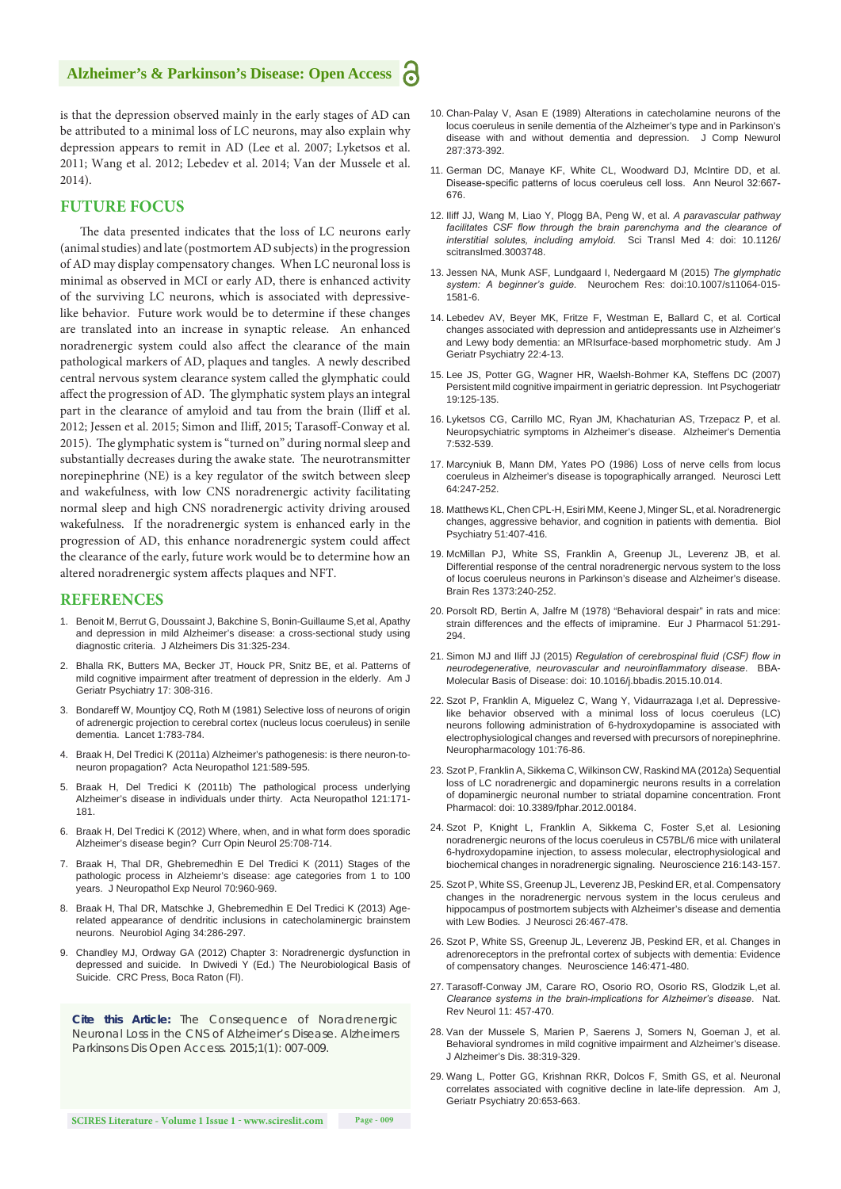is that the depression observed mainly in the early stages of AD can be attributed to a minimal loss of LC neurons, may also explain why depression appears to remit in AD (Lee et al. 2007; Lyketsos et al. 2011; Wang et al. 2012; Lebedev et al. 2014; Van der Mussele et al. 2014).

## FUTURE FOCUS

The data presented indicates that the loss of LC neurons early (animal studies) and late (postmortem AD subjects) in the progression of AD may display compensatory changes. When LC neuronal loss is minimal as observed in MCI or early AD, there is enhanced activity of the surviving LC neurons, which is associated with depressive-like behavior. Future work would be to determine if these changes are translated into an increase in synaptic release. An enhanced noradrenergic system could also affect the clearance of the main pathological markers of AD, plaques and tangles. A newly described central nervous system clearance system called the glymphatic could affect the progression of AD. The glymphatic system plays an integral part in the clearance of amyloid and tau from the brain (Iliff et al. 2012; Jessen et al. 2015; Simon and Iliff, 2015; Tarasoff-Conway et al. 2015). The glymphatic system is "turned on" during normal sleep and substantially decreases during the awake state. The neurotransmitter norepinephrine (NE) is a key regulator of the switch between sleep and wakefulness, with low CNS noradrenergic activity facilitating normal sleep and high CNS noradrenergic activity driving aroused wakefulness. If the noradrenergic system is enhanced early in the progression of AD, this enhance noradrenergic system could affect the clearance of the early, future work would be to determine how an altered noradrenergic system affects plaques and NFT.

## REFERENCES

1. Benoit M, Berrut G, Doussaint J, Bakchine S, Bonin-Guillaume S,et al, Apathy and depression in mild Alzheimer's disease: a cross-sectional study using diagnostic criteria. J Alzheimers Dis 31:325-234.
2. Bhalla RK, Butters MA, Becker JT, Houck PR, Snitz BE, et al. Patterns of mild cognitive impairment after treatment of depression in the elderly. Am J Geriatr Psychiatry 17: 308-316.
3. Bondareff W, Mountjoy CQ, Roth M (1981) Selective loss of neurons of origin of adrenergic projection to cerebral cortex (nucleus locus coeruleus) in senile dementia. Lancet 1:783-784.
4. Braak H, Del Tredici K (2011a) Alzheimer's pathogenesis: is there neuron-to-neuron propagation? Acta Neuropathol 121:589-595.
5. Braak H, Del Tredici K (2011b) The pathological process underlying Alzheimer's disease in individuals under thirty. Acta Neuropathol 121:171-181.
6. Braak H, Del Tredici K (2012) Where, when, and in what form does sporadic Alzheimer's disease begin? Curr Opin Neurol 25:708-714.
7. Braak H, Thal DR, Ghebremedhin E Del Tredici K (2011) Stages of the pathologic process in Alzheiemr's disease: age categories from 1 to 100 years. J Neuropathol Exp Neurol 70:960-969.
8. Braak H, Thal DR, Matschke J, Ghebremedhin E Del Tredici K (2013) Age-related appearance of dendritic inclusions in catecholaminergic brainstem neurons. Neurobiol Aging 34:286-297.
9. Chandley MJ, Ordway GA (2012) Chapter 3: Noradrenergic dysfunction in depressed and suicide. In Dwivedi Y (Ed.) The Neurobiological Basis of Suicide. CRC Press, Boca Raton (Fl).
10. Chan-Palay V, Asan E (1989) Alterations in catecholamine neurons of the locus coeruleus in senile dementia of the Alzheimer's type and in Parkinson's disease with and without dementia and depression. J Comp Newurol 287:373-392.
11. German DC, Manaye KF, White CL, Woodward DJ, McIntire DD, et al. Disease-specific patterns of locus coeruleus cell loss. Ann Neurol 32:667-676.
12. Iliff JJ, Wang M, Liao Y, Plogg BA, Peng W, et al. *A paravascular pathway facilitates CSF flow through the brain parenchyma and the clearance of interstitial solutes, including amyloid*. Sci Transl Med 4: doi: 10.1126/scitranslmed.3003748.
13. Jessen NA, Munk ASF, Lundgaard I, Nedergaard M (2015) *The glymphatic system: A beginner's guide.* Neurochem Res: doi:10.1007/s11064-015-1581-6.
14. Lebedev AV, Beyer MK, Fritze F, Westman E, Ballard C, et al. Cortical changes associated with depression and antidepressants use in Alzheimer's and Lewy body dementia: an MRIsurface-based morphometric study. Am J Geriatr Psychiatry 22:4-13.
15. Lee JS, Potter GG, Wagner HR, Welsh-Bohmer KA, Steffens DC (2007) Persistent mild cognitive impairment in geriatric depression. Int Psychogeriatr 19:125-135.
16. Lyketsos CG, Carrillo MC, Ryan JM, Khachaturian AS, Trzepacz P, et al. Neuropsychiatric symptoms in Alzheimer's disease. Alzheimer's Dementia 7:532-539.
17. Marcyniuk B, Mann DM, Yates PO (1986) Loss of nerve cells from locus coeruleus in Alzheimer's disease is topographically arranged. Neurosci Lett 64:247-252.
18. Matthews KL, Chen CPL-H, Esiri MM, Keene J, Minger SL, et al. Noradrenergic changes, aggressive behavior, and cognition in patients with dementia. Biol Psychiatry 51:407-416.
19. McMillan PJ, White SS, Franklin A, Greenup JL, Leverenz JB, et al. Differential response of the central noradrenergic nervous system to the loss of locus coeruleus neurons in Parkinson's disease and Alzheimer's disease. Brain Res 1373:240-252.
20. Porsolt RD, Bertin A, Jalfre M (1978) "Behavioral despair" in rats and mice: strain differences and the effects of imipramine. Eur J Pharmacol 51:291-294.
21. Simon MJ and Iliff JJ (2015) *Regulation of cerebrospinal fluid (CSF) flow in neurodegenerative, neurovascular and neuroinflammatory disease.* BBA-Molecular Basis of Disease: doi: 10.1016/j.bbadis.2015.10.014.
22. Szot P, Franklin A, Miguelez C, Wang Y, Vidaurrazaga I,et al. Depressive-like behavior observed with a minimal loss of locus coeruleus (LC) neurons following administration of 6-hydroxydopamine is associated with electrophysiological changes and reversed with precursors of norepinephrine. Neuropharmacology 101:76-86.
23. Szot P, Franklin A, Sikkema C, Wilkinson CW, Raskind MA (2012a) Sequential loss of LC noradrenergic and dopaminergic neurons results in a correlation of dopaminergic neuronal number to striatal dopamine concentration. Front Pharmacol: doi: 10.3389/fphar.2012.00184.
24. Szot P, Knight L, Franklin A, Sikkema C, Foster S,et al. Lesioning noradrenergic neurons of the locus coeruleus in C57BL/6 mice with unilateral 6-hydroxydopamine injection, to assess molecular, electrophysiological and biochemical changes in noradrenergic signaling. Neuroscience 216:143-157.
25. Szot P, White SS, Greenup JL, Leverenz JB, Peskind ER, et al. Compensatory changes in the noradrenergic nervous system in the locus ceruleus and hippocampus of postmortem subjects with Alzheimer's disease and dementia with Lew Bodies. J Neurosci 26:467-478.
26. Szot P, White SS, Greenup JL, Leverenz JB, Peskind ER, et al. Changes in adrenoreceptors in the prefrontal cortex of subjects with dementia: Evidence of compensatory changes. Neuroscience 146:471-480.
27. Tarasoff-Conway JM, Carare RO, Osorio RO, Osorio RS, Glodzik L,et al. *Clearance systems in the brain-implications for Alzheimer's disease.* Nat. Rev Neurol 11: 457-470.
28. Van der Mussele S, Marien P, Saerens J, Somers N, Goeman J, et al. Behavioral syndromes in mild cognitive impairment and Alzheimer's disease. J Alzheimer's Dis. 38:319-329.
29. Wang L, Potter GG, Krishnan RKR, Dolcos F, Smith GS, et al. Neuronal correlates associated with cognitive decline in late-life depression. Am J, Geriatr Psychiatry 20:653-663.

**Cite this Article:** The Consequence of Noradrenergic Neuronal Loss in the CNS of Alzheimer's Disease. Alzheimers Parkinsons Dis Open Access. 2015;1(1): 007-009.